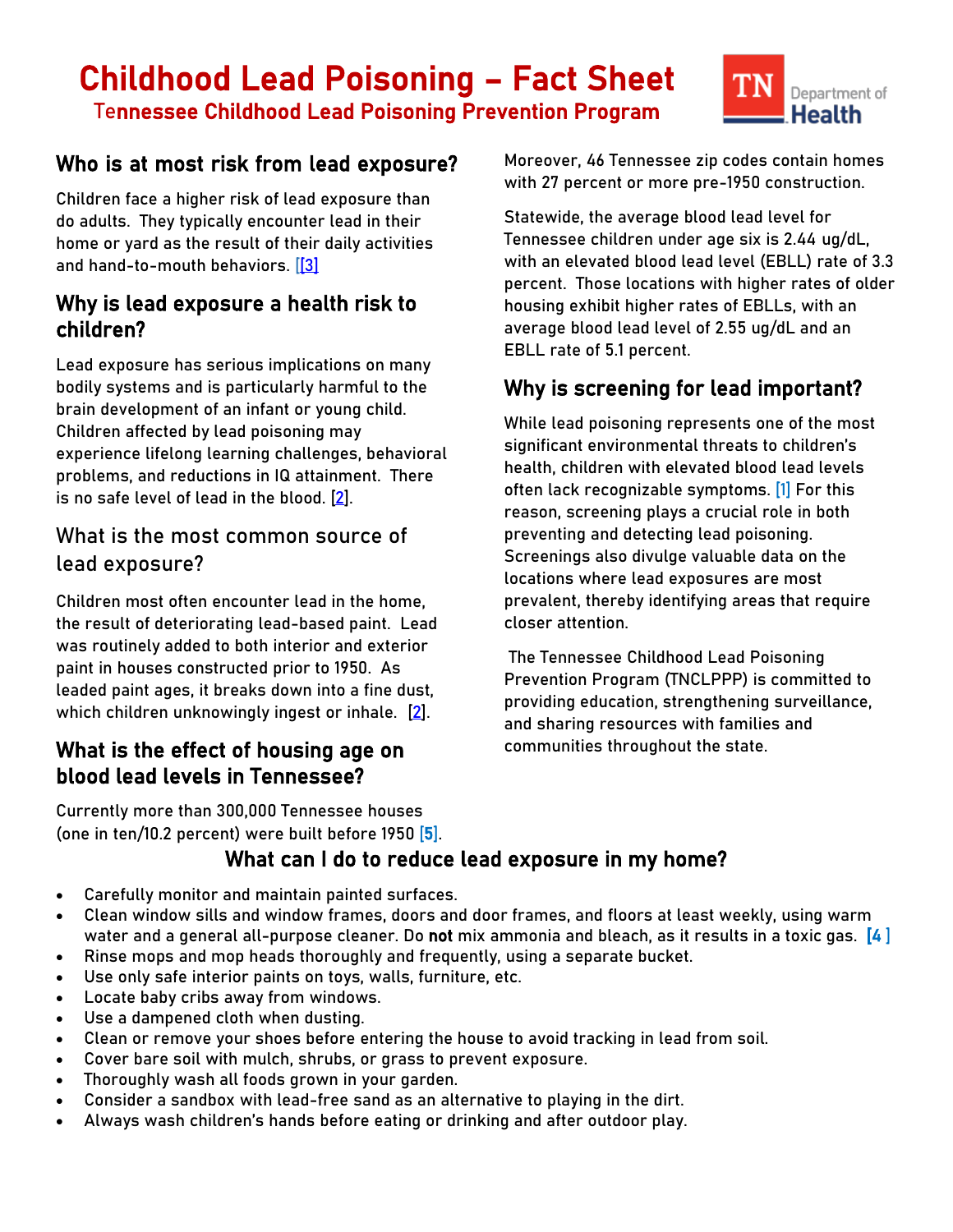# Childhood Lead Poisoning – Fact Sheet

## Tennessee Childhood Lead Poisoning Prevention Program

### Who is at most risk from lead exposure?

Children face a higher risk of lead exposure than do adults. They typically encounter lead in their home or yard as the result of their daily activities and hand-to-mouth behaviors. [[3]

### Why is lead exposure a health risk to children?

Lead exposure has serious implications on many bodily systems and is particularly harmful to the brain development of an infant or young child. Children affected by lead poisoning may experience lifelong learning challenges, behavioral problems, and reductions in IQ attainment. There is no safe level of lead in the blood. [2].

### What is the most common source of lead exposure?

Children most often encounter lead in the home, the result of deteriorating lead-based paint. Lead was routinely added to both interior and exterior paint in houses constructed prior to 1950. As leaded paint ages, it breaks down into a fine dust, which children unknowingly ingest or inhale. [2].

### What is the effect of housing age on blood lead levels in Tennessee?

Currently more than 300,000 Tennessee houses (one in ten/10.2 percent) were built before 1950 [5]. Moreover, 46 Tennessee zip codes contain homes with 27 percent or more pre-1950 construction.

Statewide, the average blood lead level for Tennessee children under age six is 2.44 ug/dL, with an elevated blood lead level (EBLL) rate of 3.3 percent. Those locations with higher rates of older housing exhibit higher rates of EBLLs, with an average blood lead level of 2.55 ug/dL and an EBLL rate of 5.1 percent.

### Why is screening for lead important?

While lead poisoning represents one of the most significant environmental threats to children's health, children with elevated blood lead levels often lack recognizable symptoms. [1] For this reason, screening plays a crucial role in both preventing and detecting lead poisoning. Screenings also divulge valuable data on the locations where lead exposures are most prevalent, thereby identifying areas that require closer attention.

The Tennessee Childhood Lead Poisoning Prevention Program (TNCLPPP) is committed to providing education, strengthening surveillance, and sharing resources with families and communities throughout the state.

### What can I do to reduce lead exposure in my home?

- Carefully monitor and maintain painted surfaces.
- Clean window sills and window frames, doors and door frames, and floors at least weekly, using warm water and a general all-purpose cleaner. Do **not** mix ammonia and bleach, as it results in a toxic gas. [4 ]
- Rinse mops and mop heads thoroughly and frequently, using a separate bucket.
- Use only safe interior paints on toys, walls, furniture, etc.
- Locate baby cribs away from windows.
- Use a dampened cloth when dusting.
- Clean or remove your shoes before entering the house to avoid tracking in lead from soil.
- Cover bare soil with mulch, shrubs, or grass to prevent exposure.
- Thoroughly wash all foods grown in your garden.
- Consider a sandbox with lead-free sand as an alternative to playing in the dirt.
- Always wash children's hands before eating or drinking and after outdoor play.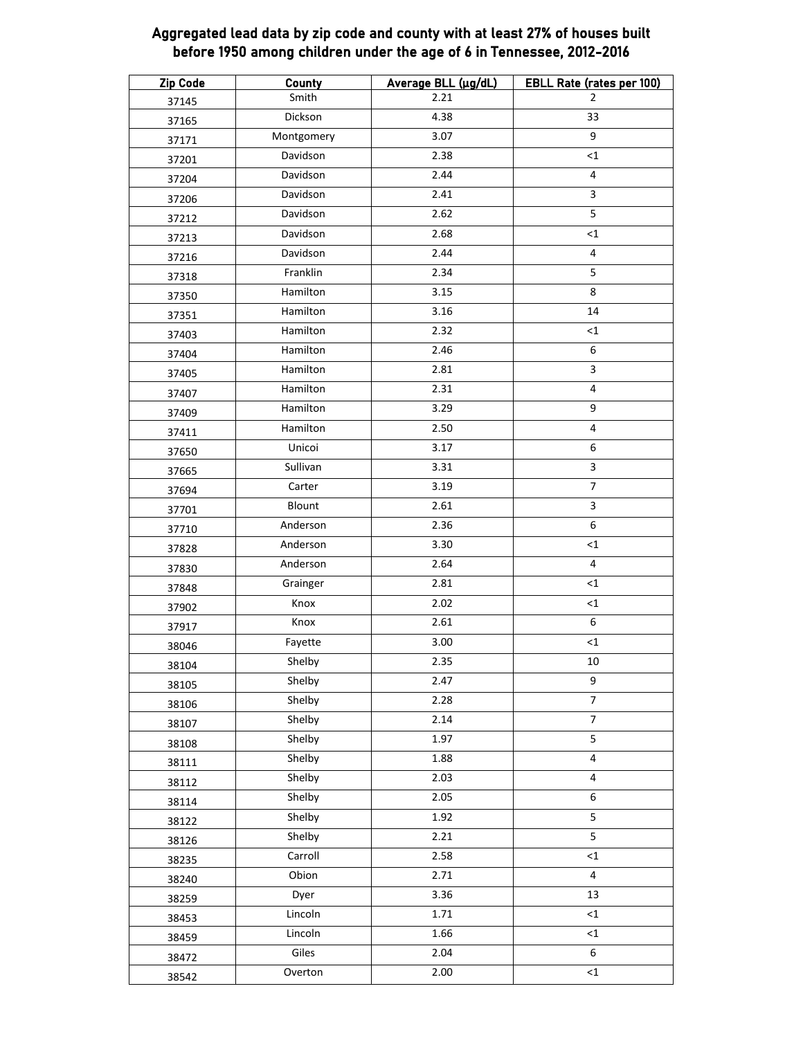## Aggregated lead data by zip code and county with at least 27% of houses built before 1950 among children under the age of 6 in Tennessee, 2012-2016

| Zip Code | County | Average BLL (µg/dL) | EBLL Rate (rates per 100) |
|---|---|---|---|
| 37145 | Smith | 2.21 | 2 |
| 37165 | Dickson | 4.38 | 33 |
| 37171 | Montgomery | 3.07 | 9 |
| 37201 | Davidson | 2.38 | <1 |
| 37204 | Davidson | 2.44 | 4 |
| 37206 | Davidson | 2.41 | 3 |
| 37212 | Davidson | 2.62 | 5 |
| 37213 | Davidson | 2.68 | <1 |
| 37216 | Davidson | 2.44 | 4 |
| 37318 | Franklin | 2.34 | 5 |
| 37350 | Hamilton | 3.15 | 8 |
| 37351 | Hamilton | 3.16 | 14 |
| 37403 | Hamilton | 2.32 | <1 |
| 37404 | Hamilton | 2.46 | 6 |
| 37405 | Hamilton | 2.81 | 3 |
| 37407 | Hamilton | 2.31 | 4 |
| 37409 | Hamilton | 3.29 | 9 |
| 37411 | Hamilton | 2.50 | 4 |
| 37650 | Unicoi | 3.17 | 6 |
| 37665 | Sullivan | 3.31 | 3 |
| 37694 | Carter | 3.19 | 7 |
| 37701 | Blount | 2.61 | 3 |
| 37710 | Anderson | 2.36 | 6 |
| 37828 | Anderson | 3.30 | <1 |
| 37830 | Anderson | 2.64 | 4 |
| 37848 | Grainger | 2.81 | <1 |
| 37902 | Knox | 2.02 | <1 |
| 37917 | Knox | 2.61 | 6 |
| 38046 | Fayette | 3.00 | <1 |
| 38104 | Shelby | 2.35 | 10 |
| 38105 | Shelby | 2.47 | 9 |
| 38106 | Shelby | 2.28 | 7 |
| 38107 | Shelby | 2.14 | 7 |
| 38108 | Shelby | 1.97 | 5 |
| 38111 | Shelby | 1.88 | 4 |
| 38112 | Shelby | 2.03 | 4 |
| 38114 | Shelby | 2.05 | 6 |
| 38122 | Shelby | 1.92 | 5 |
| 38126 | Shelby | 2.21 | 5 |
| 38235 | Carroll | 2.58 | <1 |
| 38240 | Obion | 2.71 | 4 |
| 38259 | Dyer | 3.36 | 13 |
| 38453 | Lincoln | 1.71 | <1 |
| 38459 | Lincoln | 1.66 | <1 |
| 38472 | Giles | 2.04 | 6 |
| 38542 | Overton | 2.00 | <1 |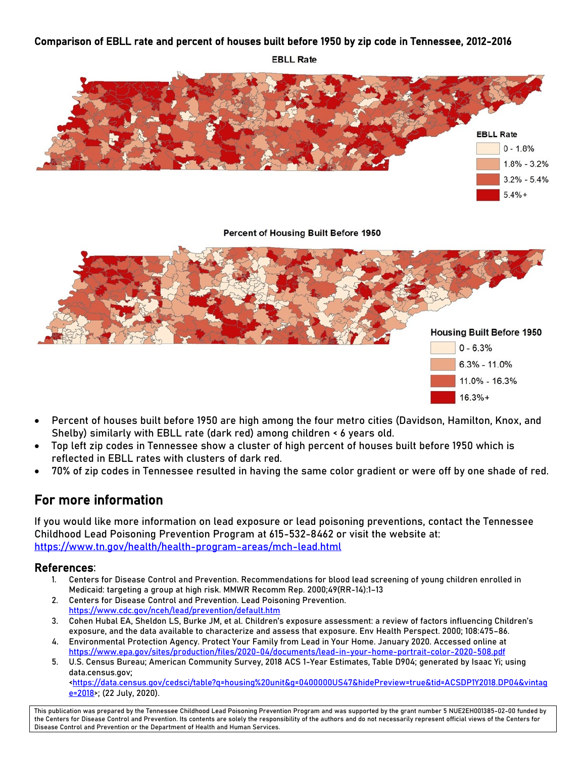**Comparison of EBLL rate and percent of houses built before 1950 by zip code in Tennessee, 2012-2016**

EBLL Rate

EBLL Rate
0 - 1.8%
1.8% - 3.2%
3.2% - 5.4%
5.4%+

Percent of Housing Built Before 1950

Housing Built Before 1950
0 - 6.3%
6.3% - 11.0%
11.0% - 16.3%
16.3%+

- Percent of houses built before 1950 are high among the four metro cities (Davidson, Hamilton, Knox, and Shelby) similarly with EBLL rate (dark red) among children < 6 years old.
- Top left zip codes in Tennessee show a cluster of high percent of houses built before 1950 which is reflected in EBLL rates with clusters of dark red.
- 70% of zip codes in Tennessee resulted in having the same color gradient or were off by one shade of red.

## For more information

If you would like more information on lead exposure or lead poisoning preventions, contact the Tennessee Childhood Lead Poisoning Prevention Program at 615-532-8462 or visit the website at: https://www.tn.gov/health/health-program-areas/mch-lead.html

### References:

1. Centers for Disease Control and Prevention. Recommendations for blood lead screening of young children enrolled in Medicaid: targeting a group at high risk. MMWR Recomm Rep. 2000;49(RR-14):1–13
2. Centers for Disease Control and Prevention. Lead Poisoning Prevention. https://www.cdc.gov/nceh/lead/prevention/default.htm
3. Cohen Hubal EA, Sheldon LS, Burke JM, et al. Children's exposure assessment: a review of factors influencing Children's exposure, and the data available to characterize and assess that exposure. Env Health Perspect. 2000; 108:475–86.
4. Environmental Protection Agency. Protect Your Family from Lead in Your Home. January 2020. Accessed online at https://www.epa.gov/sites/production/files/2020-04/documents/lead-in-your-home-portrait-color-2020-508.pdf
5. U.S. Census Bureau; American Community Survey, 2018 ACS 1-Year Estimates, Table D904; generated by Isaac Yi; using data.census.gov; <https://data.census.gov/cedsci/table?q=housing%20unit&g=0400000US47&hidePreview=true&tid=ACSDP1Y2018.DP04&vintage=2018>; (22 July, 2020).

This publication was prepared by the Tennessee Childhood Lead Poisoning Prevention Program and was supported by the grant number 5 NUE2EH001385-02-00 funded by the Centers for Disease Control and Prevention. Its contents are solely the responsibility of the authors and do not necessarily represent official views of the Centers for Disease Control and Prevention or the Department of Health and Human Services.